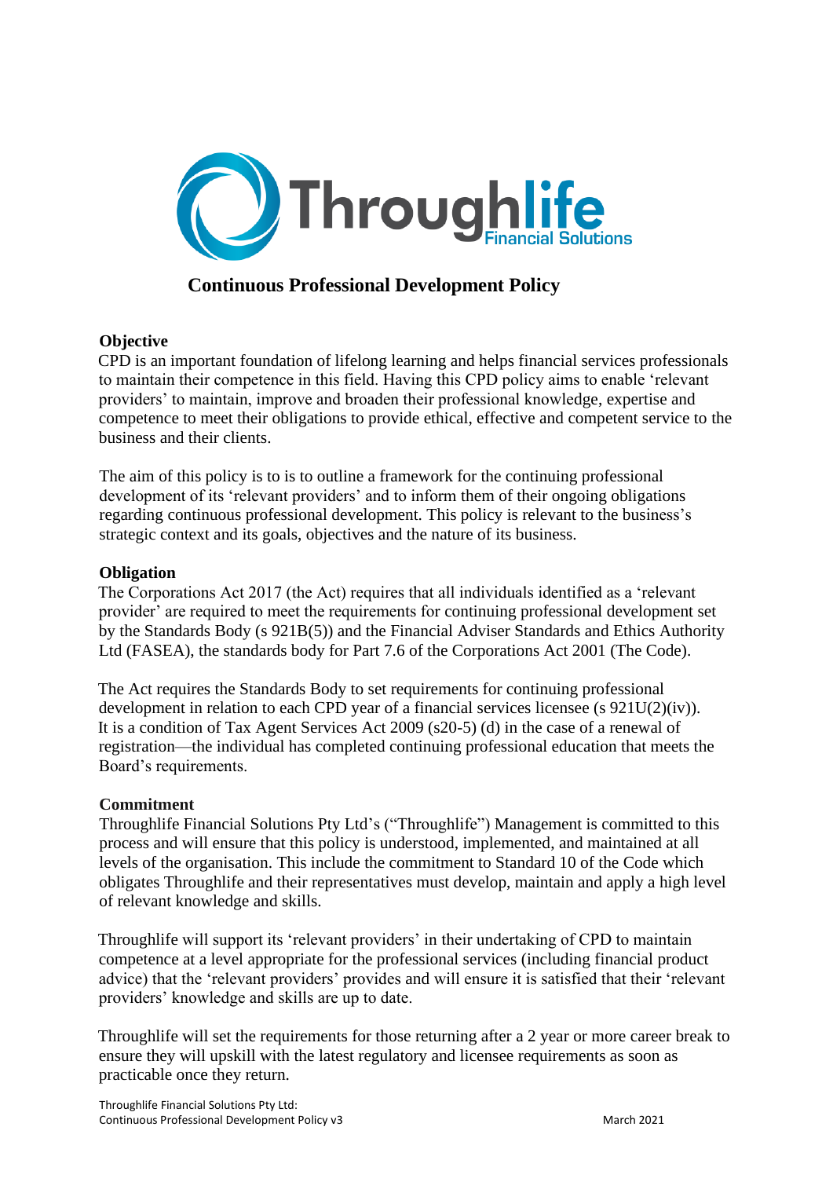# Continuous Professional Development Policy

## Objective

CPD is an important foundation of lifelong learning and helps financial services professionals to maintain their competence in this field. Having this CPD policy aims to enable 'relevant providers' to maintain, improve and broaden their professional knowledge, expertise and competence to meet their obligations to provide ethical, effective and competent service to the business and their clients.

The aim of this policy is to is to outline a framework for the continuing professional development of its 'relevant providers' and to inform them of their ongoing obligations regarding continuous professional development. This policy is relevant to the business's strategic context and its goals, objectives and the nature of its business.

## Obligation

The Corporations Act 2017 (the Act) requires that all individuals identified as a 'relevant provider' are required to meet the requirements for continuing professional development set by the Standards Body (s 921B(5)) and the Financial Adviser Standards and Ethics Authority Ltd (FASEA), the standards body for Part 7.6 of the Corporations Act 2001 (The Code).

The Act requires the Standards Body to set requirements for continuing professional development in relation to each CPD year of a financial services licensee (s 921U(2)(iv)). It is a condition of Tax Agent Services Act 2009 (s20-5) (d) in the case of a renewal of registration—the individual has completed continuing professional education that meets the Board's requirements.

## Commitment

Throughlife Financial Solutions Pty Ltd's ("Throughlife") Management is committed to this process and will ensure that this policy is understood, implemented, and maintained at all levels of the organisation. This include the commitment to Standard 10 of the Code which obligates Throughlife and their representatives must develop, maintain and apply a high level of relevant knowledge and skills.

Throughlife will support its 'relevant providers' in their undertaking of CPD to maintain competence at a level appropriate for the professional services (including financial product advice) that the 'relevant providers' provides and will ensure it is satisfied that their 'relevant providers' knowledge and skills are up to date.

Throughlife will set the requirements for those returning after a 2 year or more career break to ensure they will upskill with the latest regulatory and licensee requirements as soon as practicable once they return.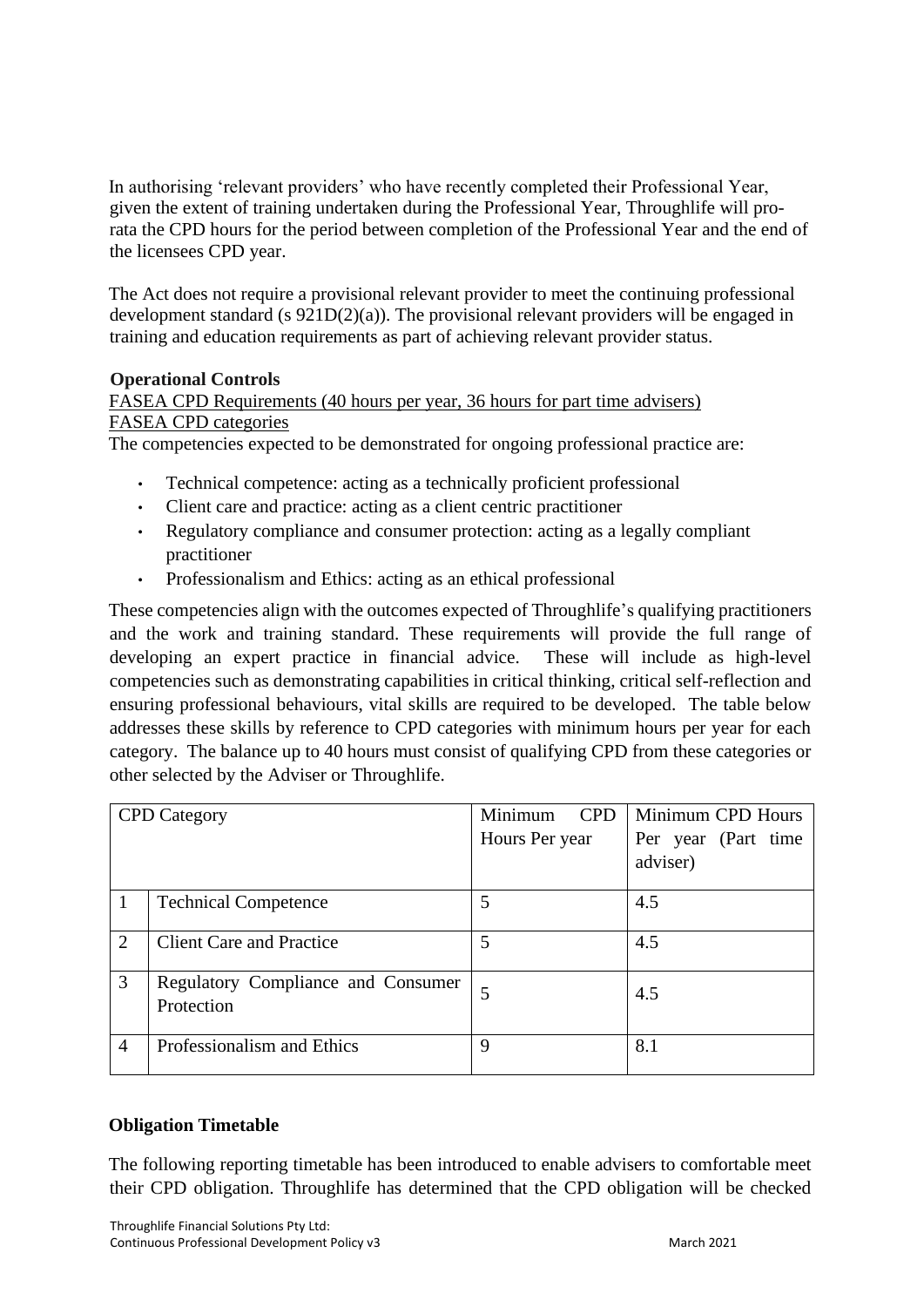In authorising 'relevant providers' who have recently completed their Professional Year, given the extent of training undertaken during the Professional Year, Throughlife will pro-rata the CPD hours for the period between completion of the Professional Year and the end of the licensees CPD year.

The Act does not require a provisional relevant provider to meet the continuing professional development standard (s 921D(2)(a)). The provisional relevant providers will be engaged in training and education requirements as part of achieving relevant provider status.

**Operational Controls**

<u>FASEA CPD Requirements (40 hours per year, 36 hours for part time advisers)</u>
<u>FASEA CPD categories</u>

The competencies expected to be demonstrated for ongoing professional practice are:

- Technical competence: acting as a technically proficient professional
- Client care and practice: acting as a client centric practitioner
- Regulatory compliance and consumer protection: acting as a legally compliant practitioner
- Professionalism and Ethics: acting as an ethical professional

These competencies align with the outcomes expected of Throughlife's qualifying practitioners and the work and training standard. These requirements will provide the full range of developing an expert practice in financial advice. These will include as high-level competencies such as demonstrating capabilities in critical thinking, critical self-reflection and ensuring professional behaviours, vital skills are required to be developed. The table below addresses these skills by reference to CPD categories with minimum hours per year for each category. The balance up to 40 hours must consist of qualifying CPD from these categories or other selected by the Adviser or Throughlife.

| CPD Category | | Minimum CPD Hours Per year | Minimum CPD Hours Per year (Part time adviser) |
|---|---|---|---|
| 1 | Technical Competence | 5 | 4.5 |
| 2 | Client Care and Practice | 5 | 4.5 |
| 3 | Regulatory Compliance and Consumer Protection | 5 | 4.5 |
| 4 | Professionalism and Ethics | 9 | 8.1 |

**Obligation Timetable**

The following reporting timetable has been introduced to enable advisers to comfortable meet their CPD obligation. Throughlife has determined that the CPD obligation will be checked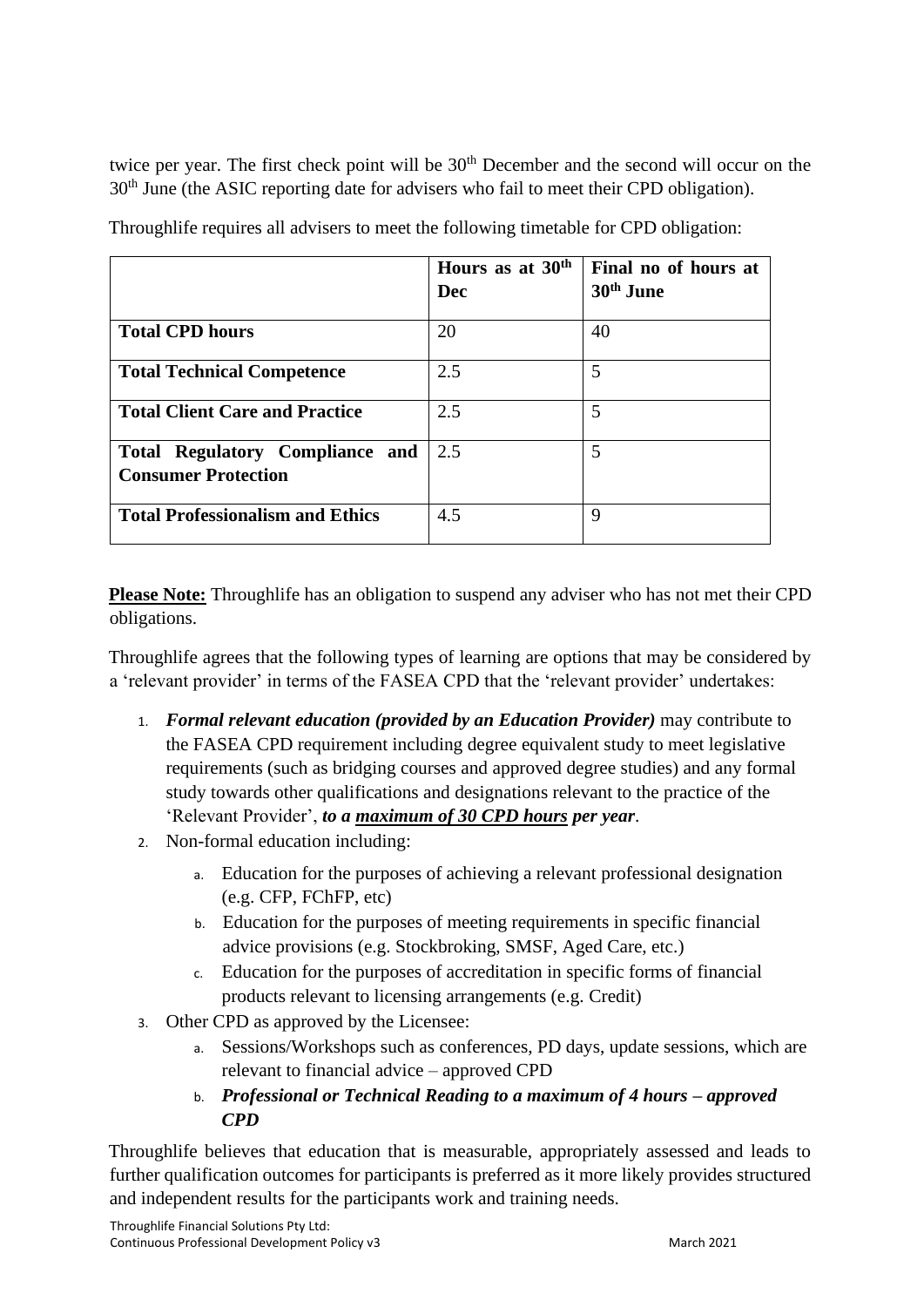twice per year. The first check point will be 30th December and the second will occur on the 30th June (the ASIC reporting date for advisers who fail to meet their CPD obligation).

Throughlife requires all advisers to meet the following timetable for CPD obligation:

| | **Hours as at 30th Dec** | **Final no of hours at 30th June** |
|---|---|---|
| **Total CPD hours** | 20 | 40 |
| **Total Technical Competence** | 2.5 | 5 |
| **Total Client Care and Practice** | 2.5 | 5 |
| **Total Regulatory Compliance and Consumer Protection** | 2.5 | 5 |
| **Total Professionalism and Ethics** | 4.5 | 9 |

**Please Note:** Throughlife has an obligation to suspend any adviser who has not met their CPD obligations.

Throughlife agrees that the following types of learning are options that may be considered by a 'relevant provider' in terms of the FASEA CPD that the 'relevant provider' undertakes:

1. ***Formal relevant education (provided by an Education Provider)*** may contribute to the FASEA CPD requirement including degree equivalent study to meet legislative requirements (such as bridging courses and approved degree studies) and any formal study towards other qualifications and designations relevant to the practice of the 'Relevant Provider', ***to a maximum of 30 CPD hours per year***.
2. Non-formal education including:
   a. Education for the purposes of achieving a relevant professional designation (e.g. CFP, FChFP, etc)
   b. Education for the purposes of meeting requirements in specific financial advice provisions (e.g. Stockbroking, SMSF, Aged Care, etc.)
   c. Education for the purposes of accreditation in specific forms of financial products relevant to licensing arrangements (e.g. Credit)
3. Other CPD as approved by the Licensee:
   a. Sessions/Workshops such as conferences, PD days, update sessions, which are relevant to financial advice – approved CPD
   b. ***Professional or Technical Reading to a maximum of 4 hours – approved CPD***

Throughlife believes that education that is measurable, appropriately assessed and leads to further qualification outcomes for participants is preferred as it more likely provides structured and independent results for the participants work and training needs.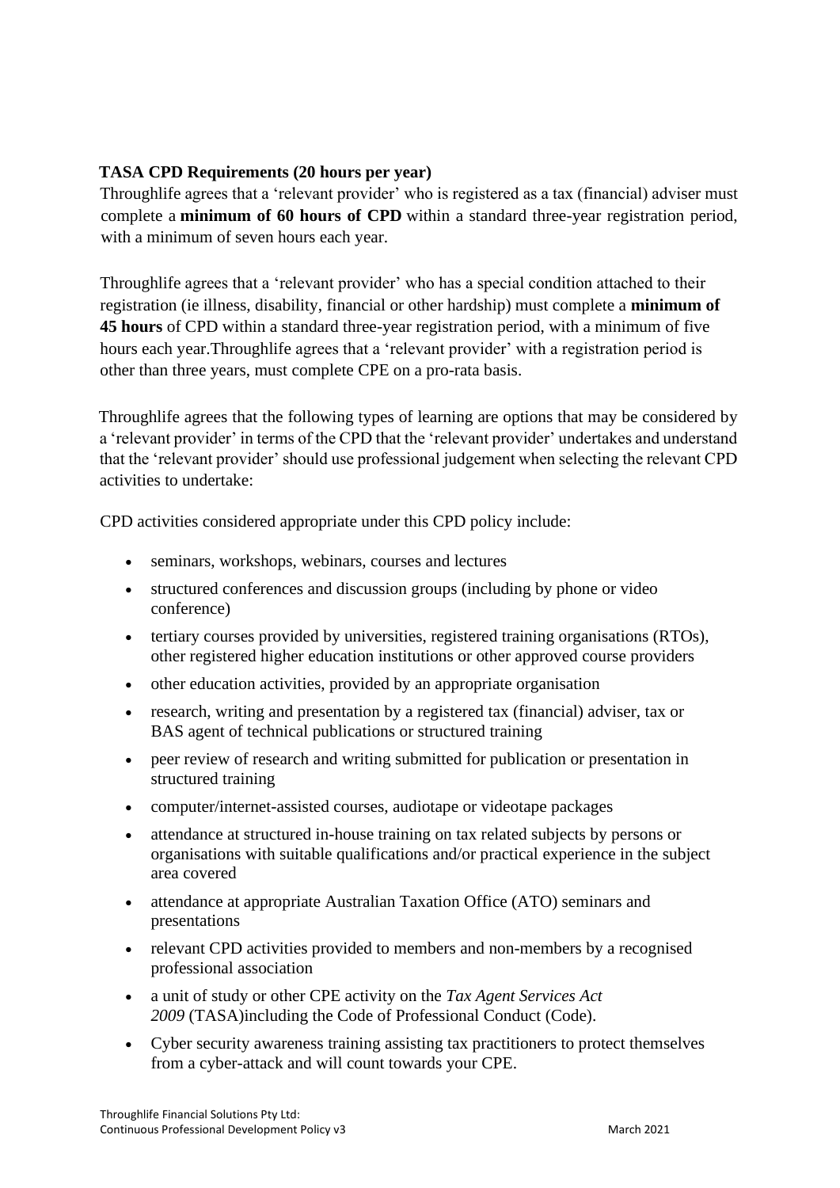**TASA CPD Requirements (20 hours per year)**

Throughlife agrees that a 'relevant provider' who is registered as a tax (financial) adviser must complete a **minimum of 60 hours of CPD** within a standard three-year registration period, with a minimum of seven hours each year.

Throughlife agrees that a 'relevant provider' who has a special condition attached to their registration (ie illness, disability, financial or other hardship) must complete a **minimum of 45 hours** of CPD within a standard three-year registration period, with a minimum of five hours each year.Throughlife agrees that a 'relevant provider' with a registration period is other than three years, must complete CPE on a pro-rata basis.

Throughlife agrees that the following types of learning are options that may be considered by a 'relevant provider' in terms of the CPD that the 'relevant provider' undertakes and understand that the 'relevant provider' should use professional judgement when selecting the relevant CPD activities to undertake:

CPD activities considered appropriate under this CPD policy include:

- seminars, workshops, webinars, courses and lectures
- structured conferences and discussion groups (including by phone or video conference)
- tertiary courses provided by universities, registered training organisations (RTOs), other registered higher education institutions or other approved course providers
- other education activities, provided by an appropriate organisation
- research, writing and presentation by a registered tax (financial) adviser, tax or BAS agent of technical publications or structured training
- peer review of research and writing submitted for publication or presentation in structured training
- computer/internet-assisted courses, audiotape or videotape packages
- attendance at structured in-house training on tax related subjects by persons or organisations with suitable qualifications and/or practical experience in the subject area covered
- attendance at appropriate Australian Taxation Office (ATO) seminars and presentations
- relevant CPD activities provided to members and non-members by a recognised professional association
- a unit of study or other CPE activity on the *Tax Agent Services Act 2009* (TASA)including the Code of Professional Conduct (Code).
- Cyber security awareness training assisting tax practitioners to protect themselves from a cyber-attack and will count towards your CPE.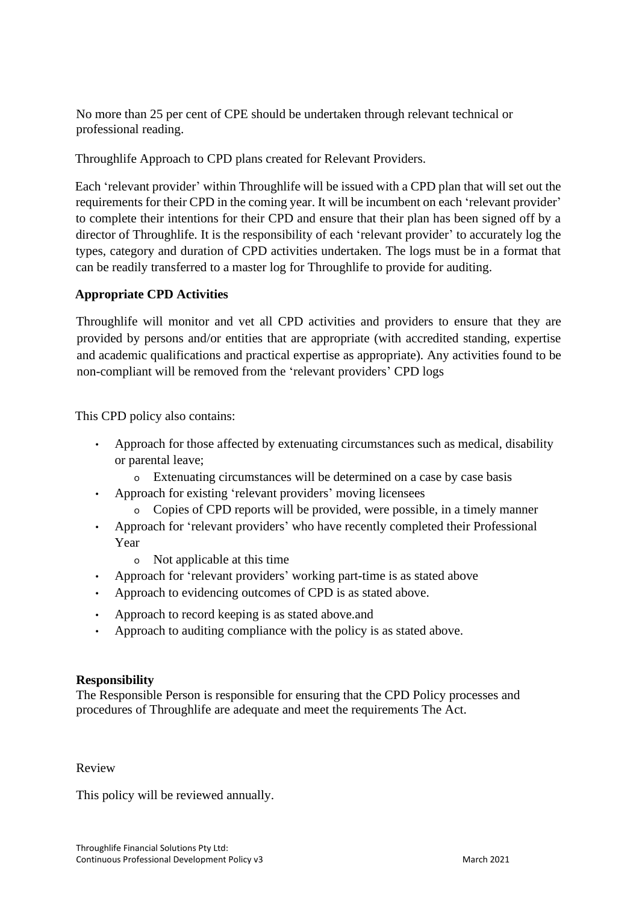No more than 25 per cent of CPE should be undertaken through relevant technical or professional reading.

Throughlife Approach to CPD plans created for Relevant Providers.

Each 'relevant provider' within Throughlife will be issued with a CPD plan that will set out the requirements for their CPD in the coming year. It will be incumbent on each 'relevant provider' to complete their intentions for their CPD and ensure that their plan has been signed off by a director of Throughlife. It is the responsibility of each 'relevant provider' to accurately log the types, category and duration of CPD activities undertaken. The logs must be in a format that can be readily transferred to a master log for Throughlife to provide for auditing.

**Appropriate CPD Activities**

Throughlife will monitor and vet all CPD activities and providers to ensure that they are provided by persons and/or entities that are appropriate (with accredited standing, expertise and academic qualifications and practical expertise as appropriate). Any activities found to be non-compliant will be removed from the 'relevant providers' CPD logs

This CPD policy also contains:

- Approach for those affected by extenuating circumstances such as medical, disability or parental leave;
  - Extenuating circumstances will be determined on a case by case basis
- Approach for existing 'relevant providers' moving licensees
  - Copies of CPD reports will be provided, were possible, in a timely manner
- Approach for 'relevant providers' who have recently completed their Professional Year
  - Not applicable at this time
- Approach for 'relevant providers' working part-time is as stated above
- Approach to evidencing outcomes of CPD is as stated above.
- Approach to record keeping is as stated above.and
- Approach to auditing compliance with the policy is as stated above.

**Responsibility**

The Responsible Person is responsible for ensuring that the CPD Policy processes and procedures of Throughlife are adequate and meet the requirements The Act.

Review

This policy will be reviewed annually.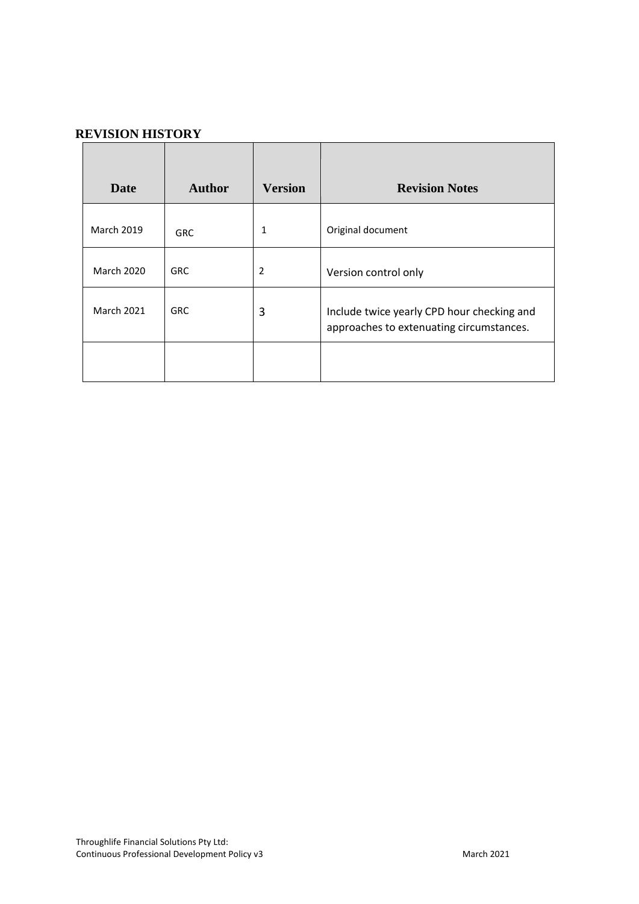## REVISION HISTORY

| Date | Author | Version | Revision Notes |
|---|---|---|---|
| March 2019 | GRC | 1 | Original document |
| March 2020 | GRC | 2 | Version control only |
| March 2021 | GRC | 3 | Include twice yearly CPD hour checking and approaches to extenuating circumstances. |
| | | | |